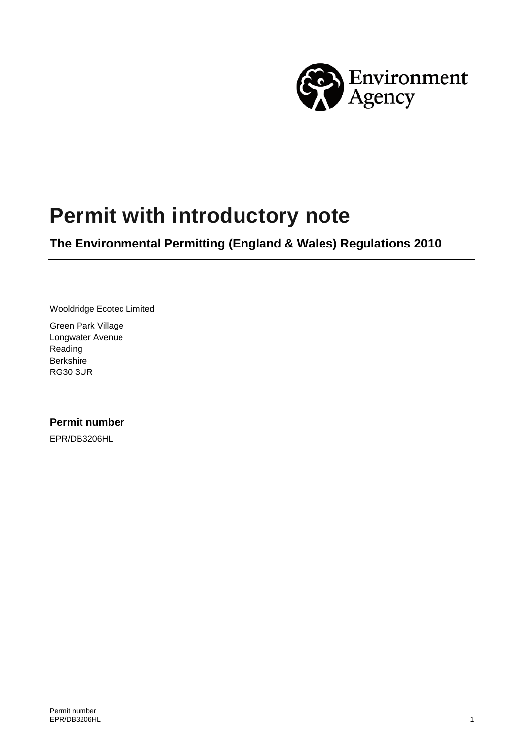# Permit with introductory note

## The Environmental Permitting (England & Wales) Regulations 2010

Wooldridge Ecotec Limited

Green Park Village
Longwater Avenue
Reading
Berkshire
RG30 3UR

### Permit number

EPR/DB3206HL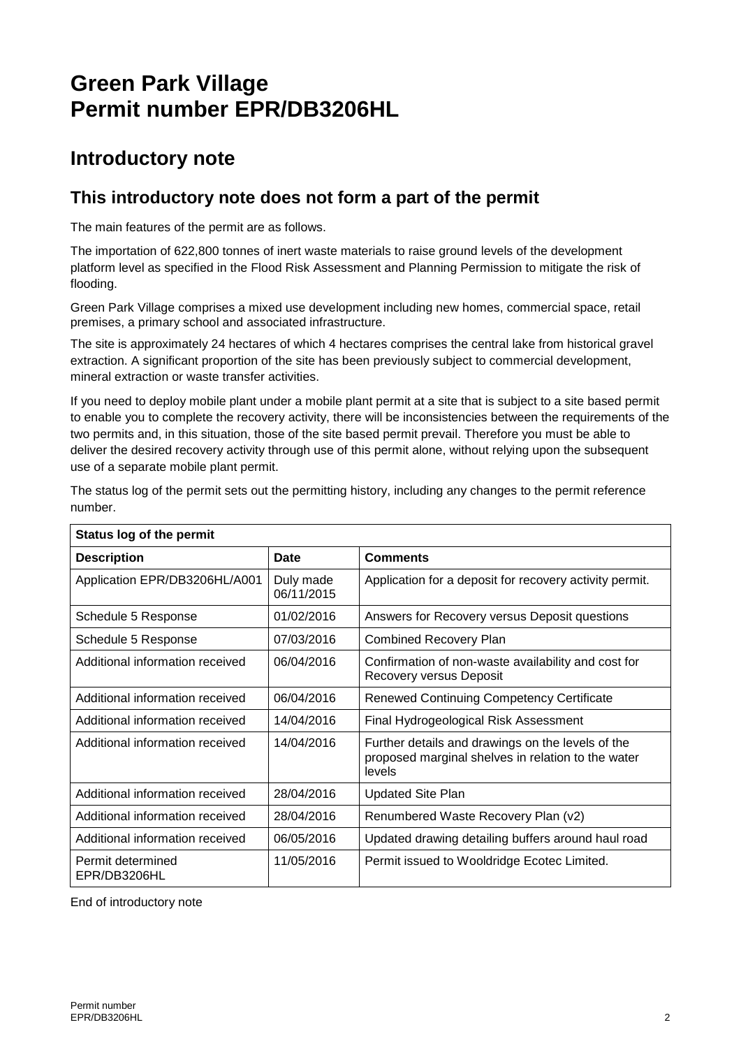# Green Park Village
# Permit number EPR/DB3206HL

## Introductory note

### This introductory note does not form a part of the permit

The main features of the permit are as follows.

The importation of 622,800 tonnes of inert waste materials to raise ground levels of the development platform level as specified in the Flood Risk Assessment and Planning Permission to mitigate the risk of flooding.

Green Park Village comprises a mixed use development including new homes, commercial space, retail premises, a primary school and associated infrastructure.

The site is approximately 24 hectares of which 4 hectares comprises the central lake from historical gravel extraction. A significant proportion of the site has been previously subject to commercial development, mineral extraction or waste transfer activities.

If you need to deploy mobile plant under a mobile plant permit at a site that is subject to a site based permit to enable you to complete the recovery activity, there will be inconsistencies between the requirements of the two permits and, in this situation, those of the site based permit prevail. Therefore you must be able to deliver the desired recovery activity through use of this permit alone, without relying upon the subsequent use of a separate mobile plant permit.

The status log of the permit sets out the permitting history, including any changes to the permit reference number.

| **Status log of the permit** | | |
|---|---|---|
| **Description** | **Date** | **Comments** |
| Application EPR/DB3206HL/A001 | Duly made 06/11/2015 | Application for a deposit for recovery activity permit. |
| Schedule 5 Response | 01/02/2016 | Answers for Recovery versus Deposit questions |
| Schedule 5 Response | 07/03/2016 | Combined Recovery Plan |
| Additional information received | 06/04/2016 | Confirmation of non-waste availability and cost for Recovery versus Deposit |
| Additional information received | 06/04/2016 | Renewed Continuing Competency Certificate |
| Additional information received | 14/04/2016 | Final Hydrogeological Risk Assessment |
| Additional information received | 14/04/2016 | Further details and drawings on the levels of the proposed marginal shelves in relation to the water levels |
| Additional information received | 28/04/2016 | Updated Site Plan |
| Additional information received | 28/04/2016 | Renumbered Waste Recovery Plan (v2) |
| Additional information received | 06/05/2016 | Updated drawing detailing buffers around haul road |
| Permit determined EPR/DB3206HL | 11/05/2016 | Permit issued to Wooldridge Ecotec Limited. |

End of introductory note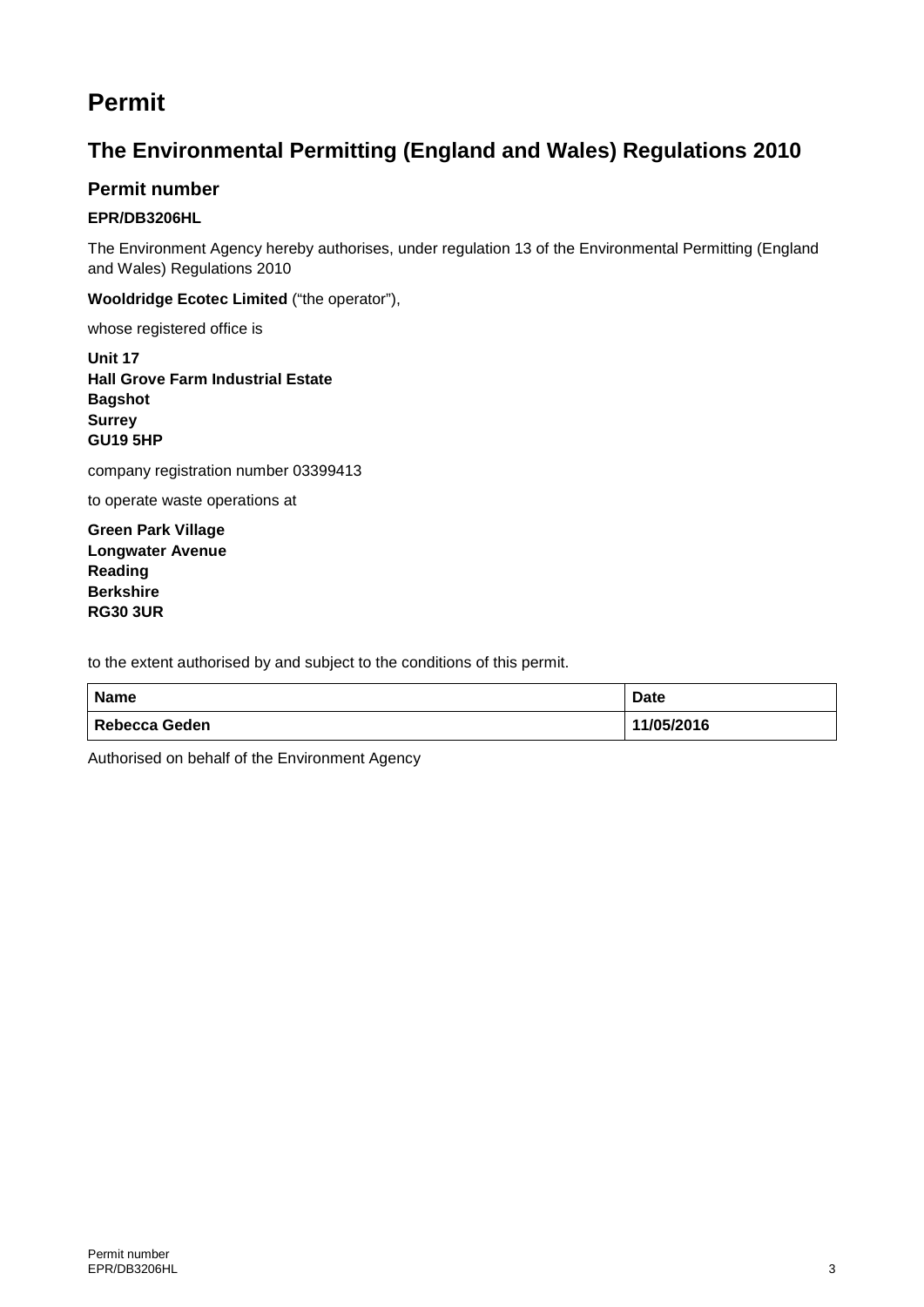# Permit

## The Environmental Permitting (England and Wales) Regulations 2010

### Permit number

**EPR/DB3206HL**

The Environment Agency hereby authorises, under regulation 13 of the Environmental Permitting (England and Wales) Regulations 2010

**Wooldridge Ecotec Limited** ("the operator"),

whose registered office is

**Unit 17**
**Hall Grove Farm Industrial Estate**
**Bagshot**
**Surrey**
**GU19 5HP**

company registration number 03399413

to operate waste operations at

**Green Park Village**
**Longwater Avenue**
**Reading**
**Berkshire**
**RG30 3UR**

to the extent authorised by and subject to the conditions of this permit.

| Name | Date |
|---|---|
| Rebecca Geden | 11/05/2016 |

Authorised on behalf of the Environment Agency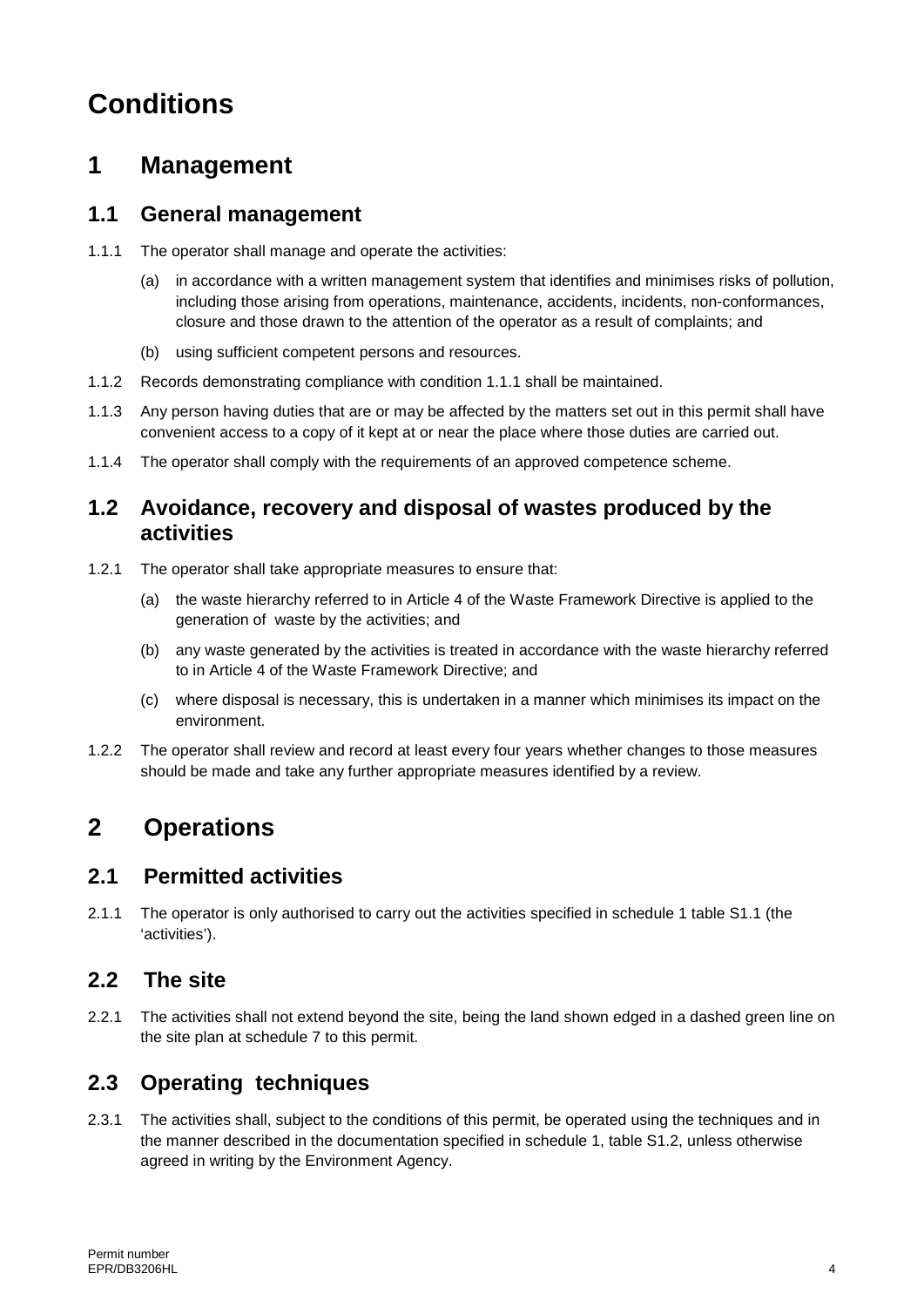# Conditions

## 1 Management

### 1.1 General management

1.1.1 The operator shall manage and operate the activities:

(a) in accordance with a written management system that identifies and minimises risks of pollution, including those arising from operations, maintenance, accidents, incidents, non-conformances, closure and those drawn to the attention of the operator as a result of complaints; and

(b) using sufficient competent persons and resources.

1.1.2 Records demonstrating compliance with condition 1.1.1 shall be maintained.

1.1.3 Any person having duties that are or may be affected by the matters set out in this permit shall have convenient access to a copy of it kept at or near the place where those duties are carried out.

1.1.4 The operator shall comply with the requirements of an approved competence scheme.

### 1.2 Avoidance, recovery and disposal of wastes produced by the activities

1.2.1 The operator shall take appropriate measures to ensure that:

(a) the waste hierarchy referred to in Article 4 of the Waste Framework Directive is applied to the generation of waste by the activities; and

(b) any waste generated by the activities is treated in accordance with the waste hierarchy referred to in Article 4 of the Waste Framework Directive; and

(c) where disposal is necessary, this is undertaken in a manner which minimises its impact on the environment.

1.2.2 The operator shall review and record at least every four years whether changes to those measures should be made and take any further appropriate measures identified by a review.

## 2 Operations

### 2.1 Permitted activities

2.1.1 The operator is only authorised to carry out the activities specified in schedule 1 table S1.1 (the 'activities').

### 2.2 The site

2.2.1 The activities shall not extend beyond the site, being the land shown edged in a dashed green line on the site plan at schedule 7 to this permit.

### 2.3 Operating techniques

2.3.1 The activities shall, subject to the conditions of this permit, be operated using the techniques and in the manner described in the documentation specified in schedule 1, table S1.2, unless otherwise agreed in writing by the Environment Agency.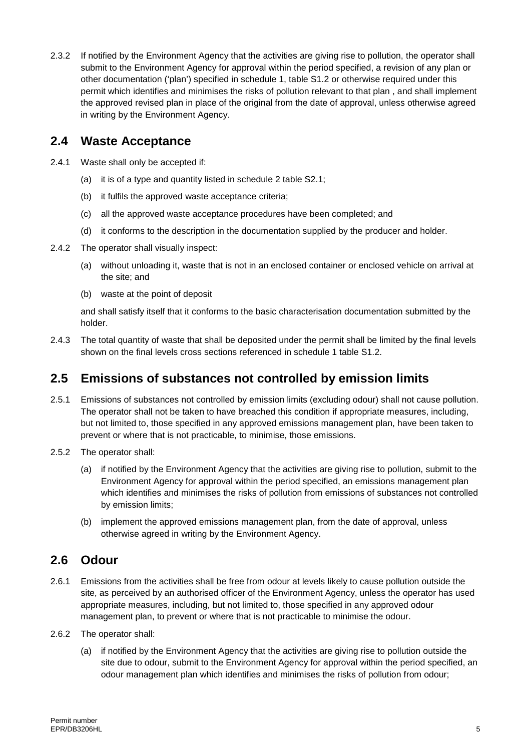2.3.2 If notified by the Environment Agency that the activities are giving rise to pollution, the operator shall submit to the Environment Agency for approval within the period specified, a revision of any plan or other documentation ('plan') specified in schedule 1, table S1.2 or otherwise required under this permit which identifies and minimises the risks of pollution relevant to that plan , and shall implement the approved revised plan in place of the original from the date of approval, unless otherwise agreed in writing by the Environment Agency.

## 2.4 Waste Acceptance

2.4.1 Waste shall only be accepted if:

(a) it is of a type and quantity listed in schedule 2 table S2.1;

(b) it fulfils the approved waste acceptance criteria;

(c) all the approved waste acceptance procedures have been completed; and

(d) it conforms to the description in the documentation supplied by the producer and holder.

2.4.2 The operator shall visually inspect:

(a) without unloading it, waste that is not in an enclosed container or enclosed vehicle on arrival at the site; and

(b) waste at the point of deposit

and shall satisfy itself that it conforms to the basic characterisation documentation submitted by the holder.

2.4.3 The total quantity of waste that shall be deposited under the permit shall be limited by the final levels shown on the final levels cross sections referenced in schedule 1 table S1.2.

## 2.5 Emissions of substances not controlled by emission limits

2.5.1 Emissions of substances not controlled by emission limits (excluding odour) shall not cause pollution. The operator shall not be taken to have breached this condition if appropriate measures, including, but not limited to, those specified in any approved emissions management plan, have been taken to prevent or where that is not practicable, to minimise, those emissions.

2.5.2 The operator shall:

(a) if notified by the Environment Agency that the activities are giving rise to pollution, submit to the Environment Agency for approval within the period specified, an emissions management plan which identifies and minimises the risks of pollution from emissions of substances not controlled by emission limits;

(b) implement the approved emissions management plan, from the date of approval, unless otherwise agreed in writing by the Environment Agency.

## 2.6 Odour

2.6.1 Emissions from the activities shall be free from odour at levels likely to cause pollution outside the site, as perceived by an authorised officer of the Environment Agency, unless the operator has used appropriate measures, including, but not limited to, those specified in any approved odour management plan, to prevent or where that is not practicable to minimise the odour.

2.6.2 The operator shall:

(a) if notified by the Environment Agency that the activities are giving rise to pollution outside the site due to odour, submit to the Environment Agency for approval within the period specified, an odour management plan which identifies and minimises the risks of pollution from odour;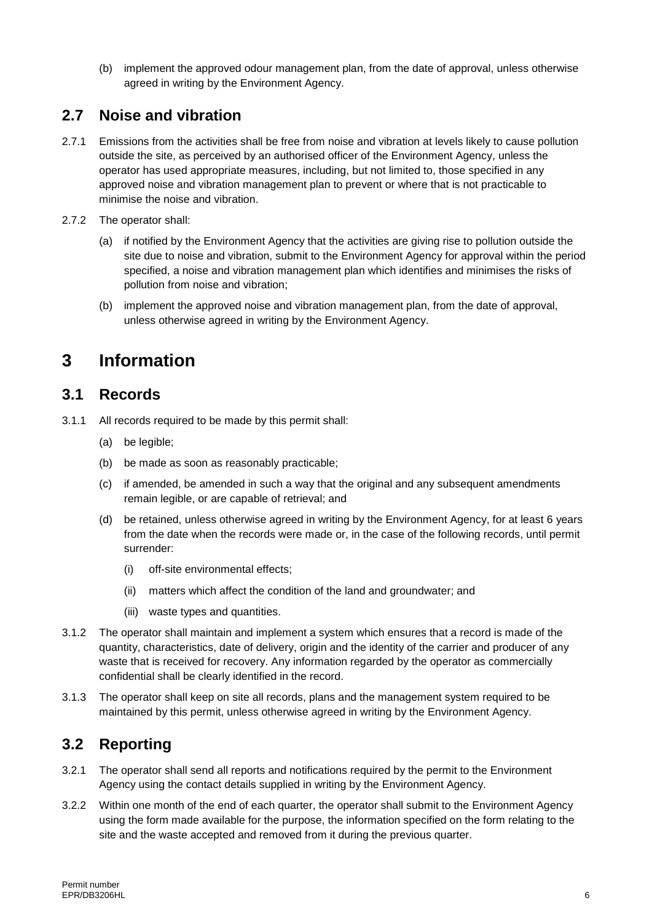(b) implement the approved odour management plan, from the date of approval, unless otherwise agreed in writing by the Environment Agency.

## 2.7 Noise and vibration

2.7.1 Emissions from the activities shall be free from noise and vibration at levels likely to cause pollution outside the site, as perceived by an authorised officer of the Environment Agency, unless the operator has used appropriate measures, including, but not limited to, those specified in any approved noise and vibration management plan to prevent or where that is not practicable to minimise the noise and vibration.

2.7.2 The operator shall:

(a) if notified by the Environment Agency that the activities are giving rise to pollution outside the site due to noise and vibration, submit to the Environment Agency for approval within the period specified, a noise and vibration management plan which identifies and minimises the risks of pollution from noise and vibration;

(b) implement the approved noise and vibration management plan, from the date of approval, unless otherwise agreed in writing by the Environment Agency.

# 3 Information

## 3.1 Records

3.1.1 All records required to be made by this permit shall:

(a) be legible;

(b) be made as soon as reasonably practicable;

(c) if amended, be amended in such a way that the original and any subsequent amendments remain legible, or are capable of retrieval; and

(d) be retained, unless otherwise agreed in writing by the Environment Agency, for at least 6 years from the date when the records were made or, in the case of the following records, until permit surrender:

(i) off-site environmental effects;

(ii) matters which affect the condition of the land and groundwater; and

(iii) waste types and quantities.

3.1.2 The operator shall maintain and implement a system which ensures that a record is made of the quantity, characteristics, date of delivery, origin and the identity of the carrier and producer of any waste that is received for recovery. Any information regarded by the operator as commercially confidential shall be clearly identified in the record.

3.1.3 The operator shall keep on site all records, plans and the management system required to be maintained by this permit, unless otherwise agreed in writing by the Environment Agency.

## 3.2 Reporting

3.2.1 The operator shall send all reports and notifications required by the permit to the Environment Agency using the contact details supplied in writing by the Environment Agency.

3.2.2 Within one month of the end of each quarter, the operator shall submit to the Environment Agency using the form made available for the purpose, the information specified on the form relating to the site and the waste accepted and removed from it during the previous quarter.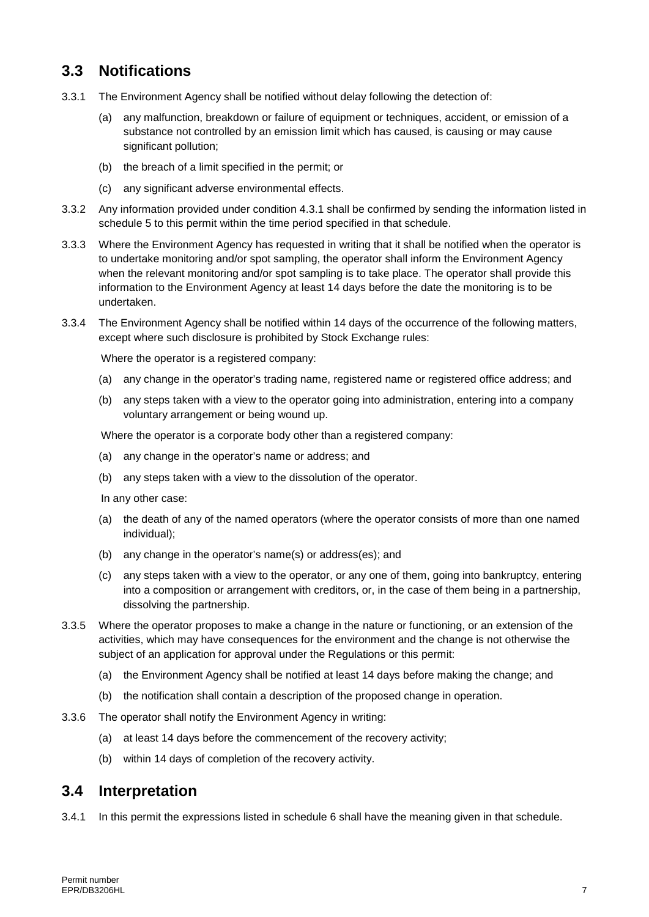## 3.3 Notifications

3.3.1 The Environment Agency shall be notified without delay following the detection of:

(a) any malfunction, breakdown or failure of equipment or techniques, accident, or emission of a substance not controlled by an emission limit which has caused, is causing or may cause significant pollution;

(b) the breach of a limit specified in the permit; or

(c) any significant adverse environmental effects.

3.3.2 Any information provided under condition 4.3.1 shall be confirmed by sending the information listed in schedule 5 to this permit within the time period specified in that schedule.

3.3.3 Where the Environment Agency has requested in writing that it shall be notified when the operator is to undertake monitoring and/or spot sampling, the operator shall inform the Environment Agency when the relevant monitoring and/or spot sampling is to take place. The operator shall provide this information to the Environment Agency at least 14 days before the date the monitoring is to be undertaken.

3.3.4 The Environment Agency shall be notified within 14 days of the occurrence of the following matters, except where such disclosure is prohibited by Stock Exchange rules:

Where the operator is a registered company:

(a) any change in the operator's trading name, registered name or registered office address; and

(b) any steps taken with a view to the operator going into administration, entering into a company voluntary arrangement or being wound up.

Where the operator is a corporate body other than a registered company:

(a) any change in the operator's name or address; and

(b) any steps taken with a view to the dissolution of the operator.

In any other case:

(a) the death of any of the named operators (where the operator consists of more than one named individual);

(b) any change in the operator's name(s) or address(es); and

(c) any steps taken with a view to the operator, or any one of them, going into bankruptcy, entering into a composition or arrangement with creditors, or, in the case of them being in a partnership, dissolving the partnership.

3.3.5 Where the operator proposes to make a change in the nature or functioning, or an extension of the activities, which may have consequences for the environment and the change is not otherwise the subject of an application for approval under the Regulations or this permit:

(a) the Environment Agency shall be notified at least 14 days before making the change; and

(b) the notification shall contain a description of the proposed change in operation.

3.3.6 The operator shall notify the Environment Agency in writing:

(a) at least 14 days before the commencement of the recovery activity;

(b) within 14 days of completion of the recovery activity.

## 3.4 Interpretation

3.4.1 In this permit the expressions listed in schedule 6 shall have the meaning given in that schedule.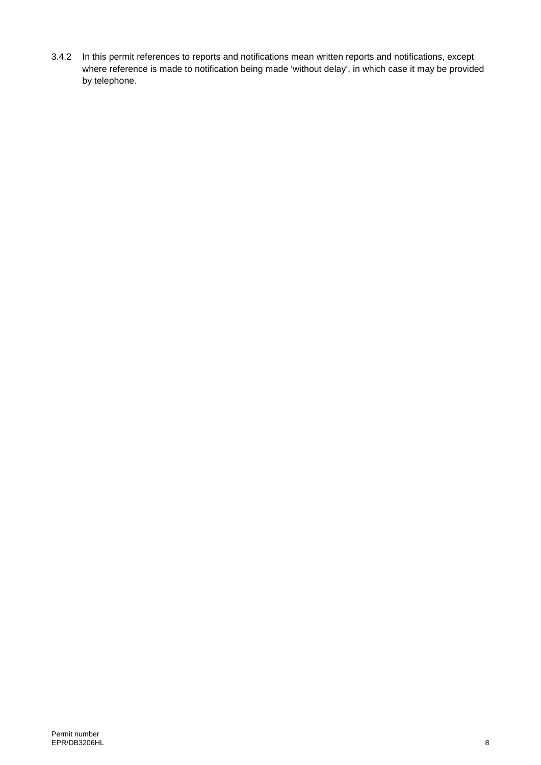3.4.2 In this permit references to reports and notifications mean written reports and notifications, except where reference is made to notification being made 'without delay', in which case it may be provided by telephone.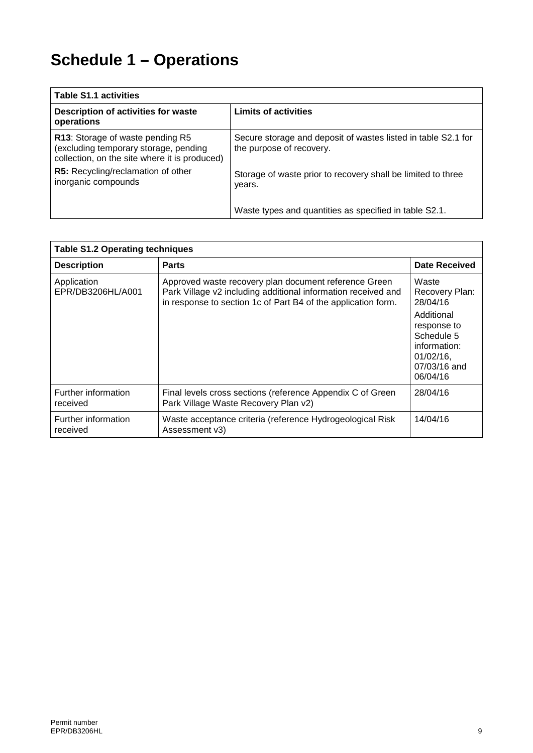# Schedule 1 – Operations

| Table S1.1 activities | |
|---|---|
| **Description of activities for waste operations** | **Limits of activities** |
| **R13**: Storage of waste pending R5 (excluding temporary storage, pending collection, on the site where it is produced)<br><br>**R5:** Recycling/reclamation of other inorganic compounds | Secure storage and deposit of wastes listed in table S2.1 for the purpose of recovery.<br><br>Storage of waste prior to recovery shall be limited to three years.<br><br>Waste types and quantities as specified in table S2.1. |

| Table S1.2 Operating techniques | | |
|---|---|---|
| **Description** | **Parts** | **Date Received** |
| Application EPR/DB3206HL/A001 | Approved waste recovery plan document reference Green Park Village v2 including additional information received and in response to section 1c of Part B4 of the application form. | Waste Recovery Plan: 28/04/16<br><br>Additional response to Schedule 5 information: 01/02/16, 07/03/16 and 06/04/16 |
| Further information received | Final levels cross sections (reference Appendix C of Green Park Village Waste Recovery Plan v2) | 28/04/16 |
| Further information received | Waste acceptance criteria (reference Hydrogeological Risk Assessment v3) | 14/04/16 |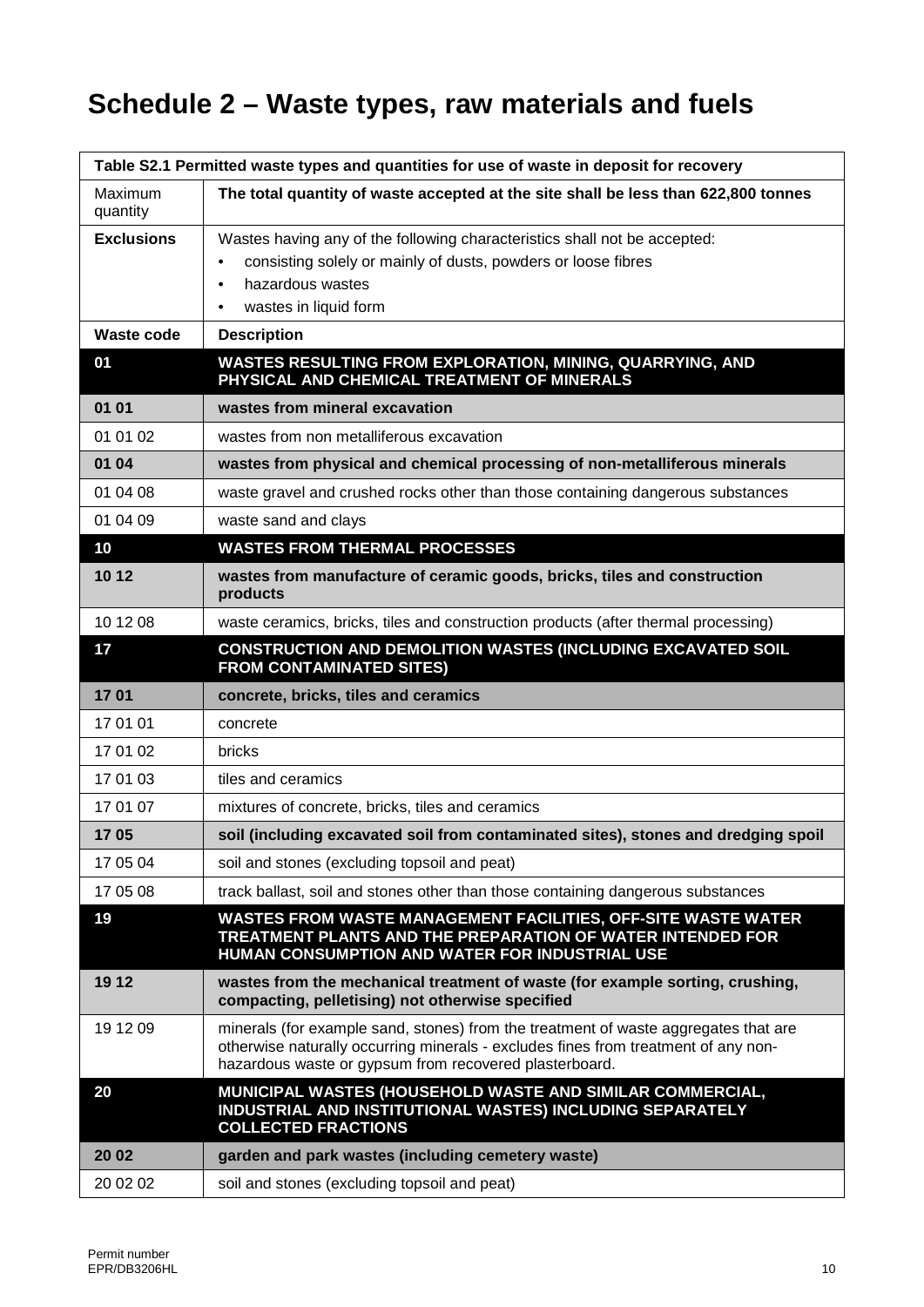# Schedule 2 – Waste types, raw materials and fuels

| Table S2.1 Permitted waste types and quantities for use of waste in deposit for recovery | |
|---|---|
| Maximum quantity | **The total quantity of waste accepted at the site shall be less than 622,800 tonnes** |
| **Exclusions** | Wastes having any of the following characteristics shall not be accepted:<br>• consisting solely or mainly of dusts, powders or loose fibres<br>• hazardous wastes<br>• wastes in liquid form |
| **Waste code** | **Description** |
| **01** | **WASTES RESULTING FROM EXPLORATION, MINING, QUARRYING, AND PHYSICAL AND CHEMICAL TREATMENT OF MINERALS** |
| **01 01** | **wastes from mineral excavation** |
| 01 01 02 | wastes from non metalliferous excavation |
| **01 04** | **wastes from physical and chemical processing of non-metalliferous minerals** |
| 01 04 08 | waste gravel and crushed rocks other than those containing dangerous substances |
| 01 04 09 | waste sand and clays |
| **10** | **WASTES FROM THERMAL PROCESSES** |
| **10 12** | **wastes from manufacture of ceramic goods, bricks, tiles and construction products** |
| 10 12 08 | waste ceramics, bricks, tiles and construction products (after thermal processing) |
| **17** | **CONSTRUCTION AND DEMOLITION WASTES (INCLUDING EXCAVATED SOIL FROM CONTAMINATED SITES)** |
| **17 01** | **concrete, bricks, tiles and ceramics** |
| 17 01 01 | concrete |
| 17 01 02 | bricks |
| 17 01 03 | tiles and ceramics |
| 17 01 07 | mixtures of concrete, bricks, tiles and ceramics |
| **17 05** | **soil (including excavated soil from contaminated sites), stones and dredging spoil** |
| 17 05 04 | soil and stones (excluding topsoil and peat) |
| 17 05 08 | track ballast, soil and stones other than those containing dangerous substances |
| **19** | **WASTES FROM WASTE MANAGEMENT FACILITIES, OFF-SITE WASTE WATER TREATMENT PLANTS AND THE PREPARATION OF WATER INTENDED FOR HUMAN CONSUMPTION AND WATER FOR INDUSTRIAL USE** |
| **19 12** | **wastes from the mechanical treatment of waste (for example sorting, crushing, compacting, pelletising) not otherwise specified** |
| 19 12 09 | minerals (for example sand, stones) from the treatment of waste aggregates that are otherwise naturally occurring minerals - excludes fines from treatment of any non-hazardous waste or gypsum from recovered plasterboard. |
| **20** | **MUNICIPAL WASTES (HOUSEHOLD WASTE AND SIMILAR COMMERCIAL, INDUSTRIAL AND INSTITUTIONAL WASTES) INCLUDING SEPARATELY COLLECTED FRACTIONS** |
| **20 02** | **garden and park wastes (including cemetery waste)** |
| 20 02 02 | soil and stones (excluding topsoil and peat) |

Permit number
EPR/DB3206HL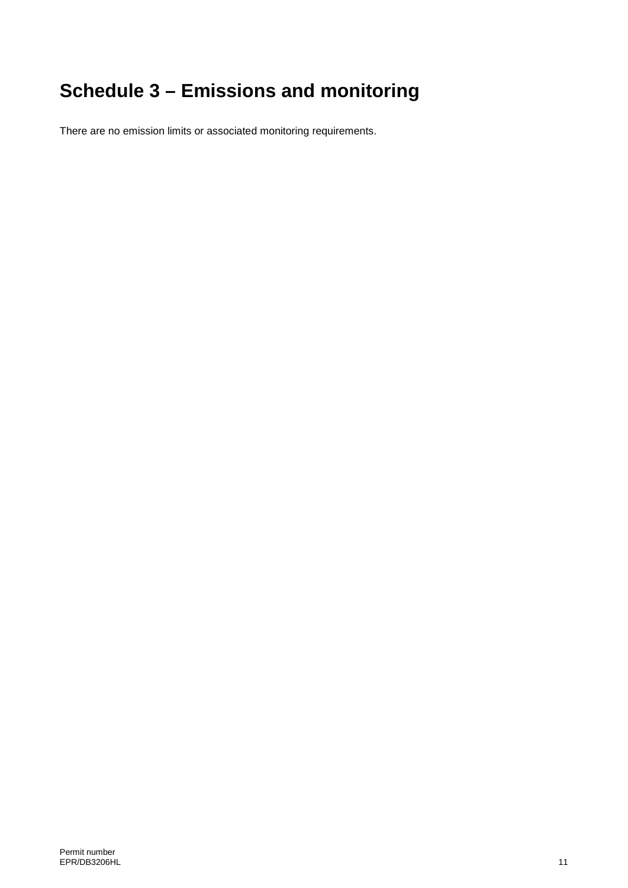# Schedule 3 – Emissions and monitoring

There are no emission limits or associated monitoring requirements.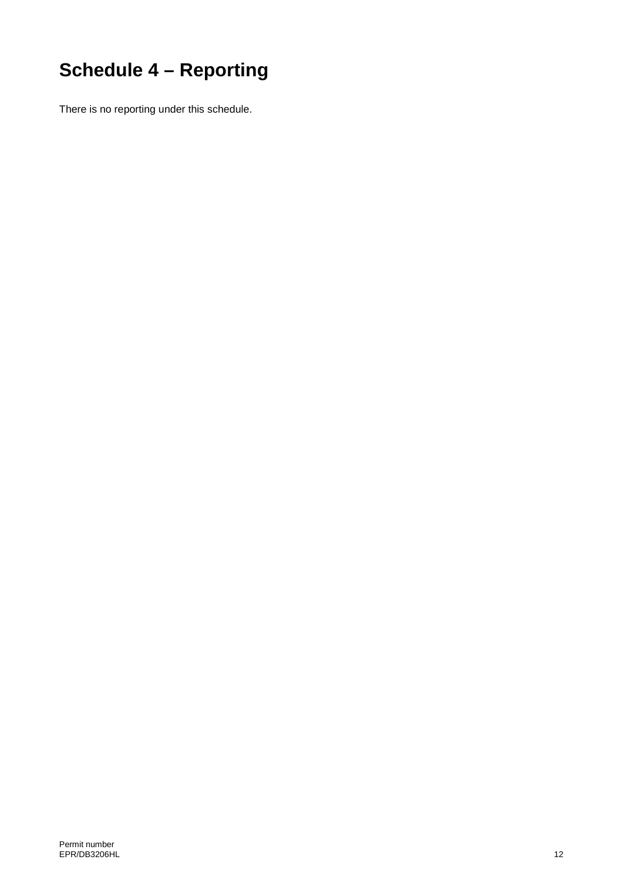# Schedule 4 – Reporting

There is no reporting under this schedule.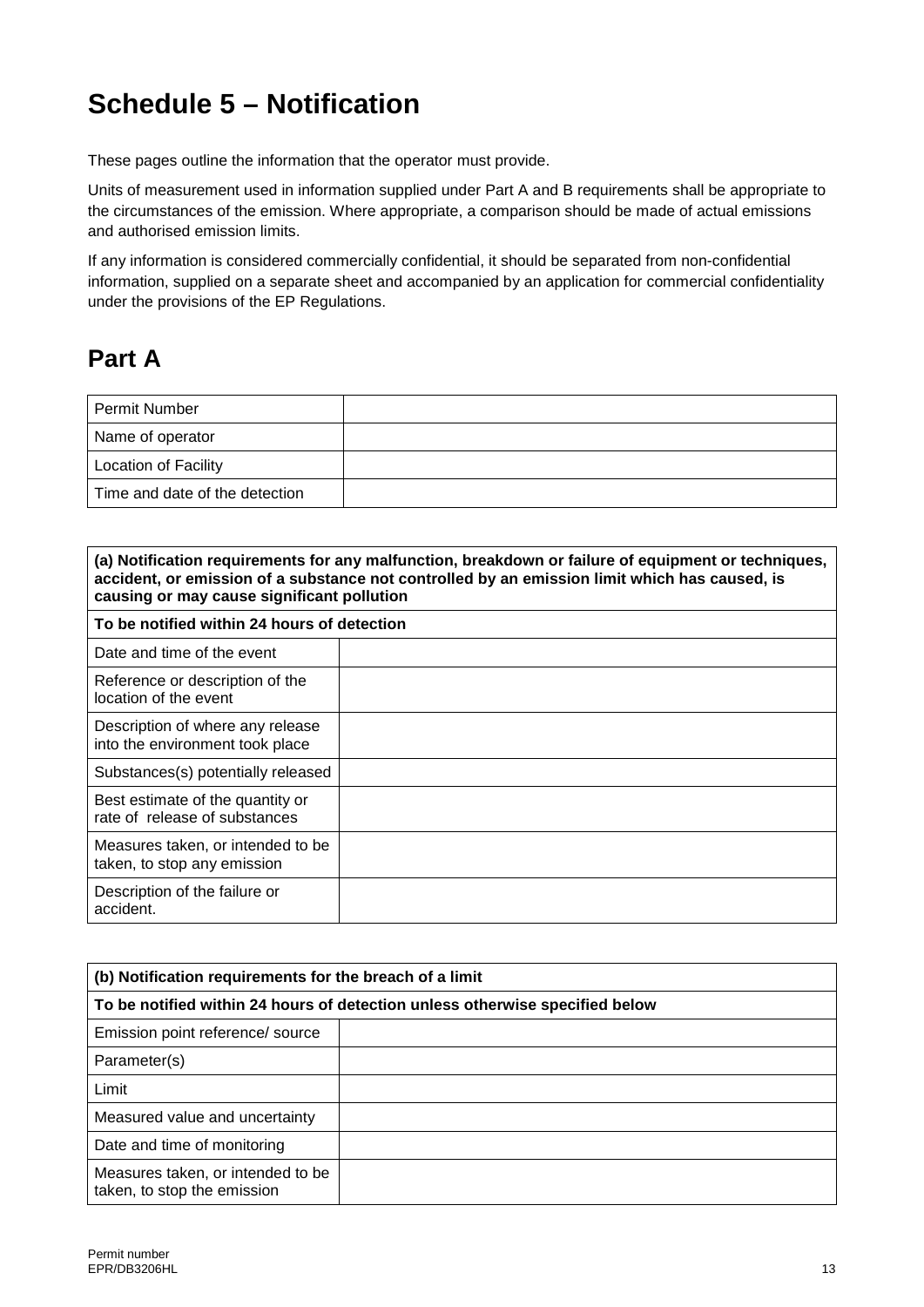# Schedule 5 – Notification

These pages outline the information that the operator must provide.

Units of measurement used in information supplied under Part A and B requirements shall be appropriate to the circumstances of the emission. Where appropriate, a comparison should be made of actual emissions and authorised emission limits.

If any information is considered commercially confidential, it should be separated from non-confidential information, supplied on a separate sheet and accompanied by an application for commercial confidentiality under the provisions of the EP Regulations.

## Part A

| Permit Number | |
|---|---|
| Name of operator | |
| Location of Facility | |
| Time and date of the detection | |

| **(a) Notification requirements for any malfunction, breakdown or failure of equipment or techniques, accident, or emission of a substance not controlled by an emission limit which has caused, is causing or may cause significant pollution** | |
|---|---|
| **To be notified within 24 hours of detection** | |
| Date and time of the event | |
| Reference or description of the location of the event | |
| Description of where any release into the environment took place | |
| Substances(s) potentially released | |
| Best estimate of the quantity or rate of release of substances | |
| Measures taken, or intended to be taken, to stop any emission | |
| Description of the failure or accident. | |

| **(b) Notification requirements for the breach of a limit** | |
|---|---|
| **To be notified within 24 hours of detection unless otherwise specified below** | |
| Emission point reference/ source | |
| Parameter(s) | |
| Limit | |
| Measured value and uncertainty | |
| Date and time of monitoring | |
| Measures taken, or intended to be taken, to stop the emission | |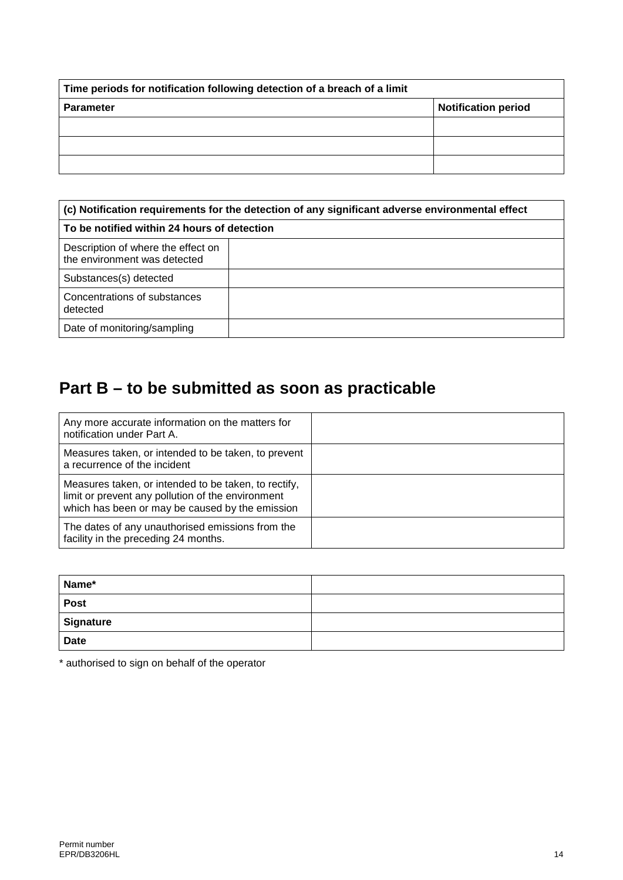| Time periods for notification following detection of a breach of a limit | |
|---|---|
| **Parameter** | **Notification period** |
| | |
| | |
| | |

| (c) Notification requirements for the detection of any significant adverse environmental effect | |
|---|---|
| **To be notified within 24 hours of detection** | |
| Description of where the effect on the environment was detected | |
| Substances(s) detected | |
| Concentrations of substances detected | |
| Date of monitoring/sampling | |

## Part B – to be submitted as soon as practicable

| | |
|---|---|
| Any more accurate information on the matters for notification under Part A. | |
| Measures taken, or intended to be taken, to prevent a recurrence of the incident | |
| Measures taken, or intended to be taken, to rectify, limit or prevent any pollution of the environment which has been or may be caused by the emission | |
| The dates of any unauthorised emissions from the facility in the preceding 24 months. | |

| | |
|---|---|
| **Name*** | |
| **Post** | |
| **Signature** | |
| **Date** | |

* authorised to sign on behalf of the operator

Permit number
EPR/DB3206HL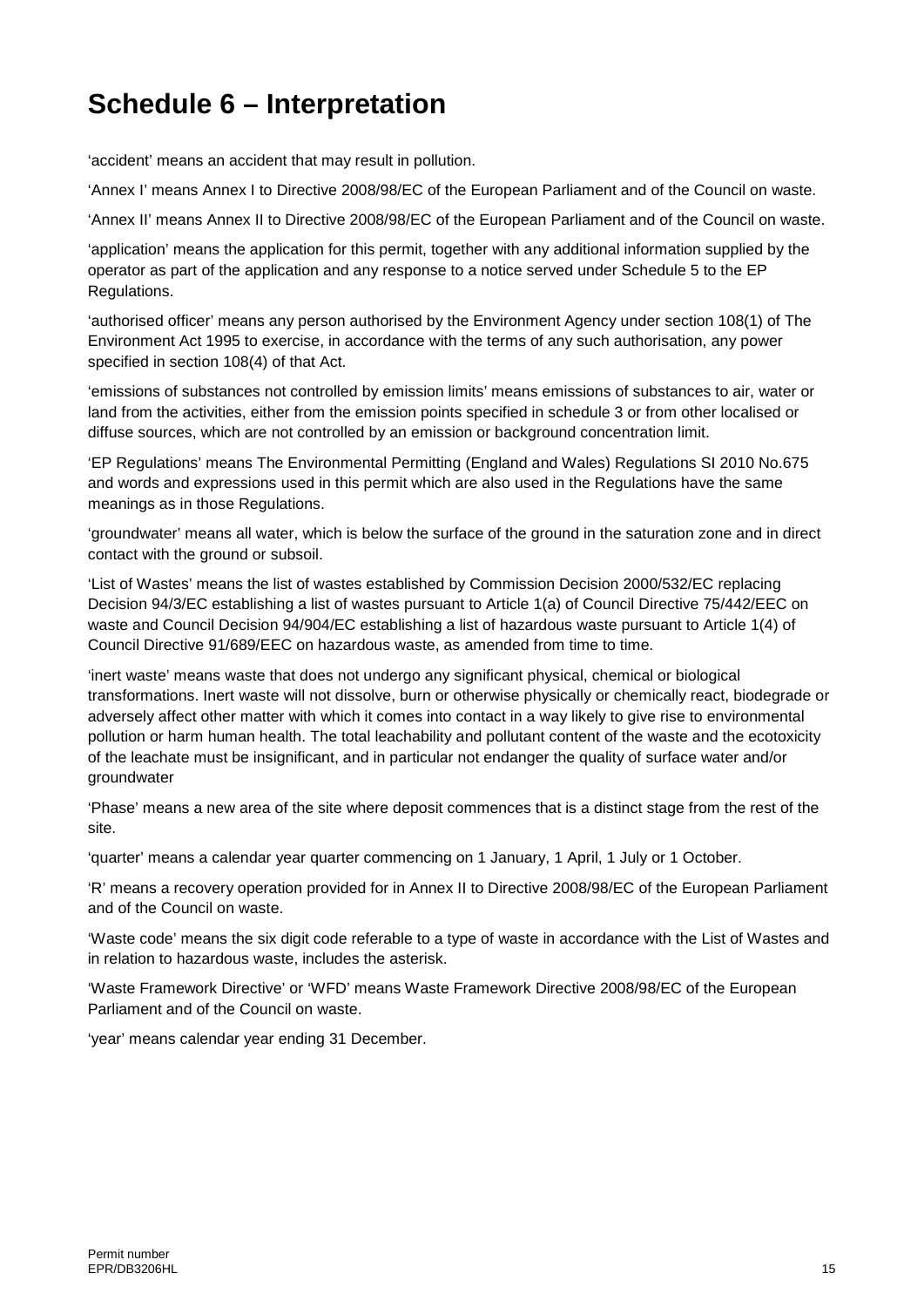# Schedule 6 – Interpretation

'accident' means an accident that may result in pollution.

'Annex I' means Annex I to Directive 2008/98/EC of the European Parliament and of the Council on waste.

'Annex II' means Annex II to Directive 2008/98/EC of the European Parliament and of the Council on waste.

'application' means the application for this permit, together with any additional information supplied by the operator as part of the application and any response to a notice served under Schedule 5 to the EP Regulations.

'authorised officer' means any person authorised by the Environment Agency under section 108(1) of The Environment Act 1995 to exercise, in accordance with the terms of any such authorisation, any power specified in section 108(4) of that Act.

'emissions of substances not controlled by emission limits' means emissions of substances to air, water or land from the activities, either from the emission points specified in schedule 3 or from other localised or diffuse sources, which are not controlled by an emission or background concentration limit.

'EP Regulations' means The Environmental Permitting (England and Wales) Regulations SI 2010 No.675 and words and expressions used in this permit which are also used in the Regulations have the same meanings as in those Regulations.

'groundwater' means all water, which is below the surface of the ground in the saturation zone and in direct contact with the ground or subsoil.

'List of Wastes' means the list of wastes established by Commission Decision 2000/532/EC replacing Decision 94/3/EC establishing a list of wastes pursuant to Article 1(a) of Council Directive 75/442/EEC on waste and Council Decision 94/904/EC establishing a list of hazardous waste pursuant to Article 1(4) of Council Directive 91/689/EEC on hazardous waste, as amended from time to time.

'inert waste' means waste that does not undergo any significant physical, chemical or biological transformations. Inert waste will not dissolve, burn or otherwise physically or chemically react, biodegrade or adversely affect other matter with which it comes into contact in a way likely to give rise to environmental pollution or harm human health. The total leachability and pollutant content of the waste and the ecotoxicity of the leachate must be insignificant, and in particular not endanger the quality of surface water and/or groundwater

'Phase' means a new area of the site where deposit commences that is a distinct stage from the rest of the site.

'quarter' means a calendar year quarter commencing on 1 January, 1 April, 1 July or 1 October.

'R' means a recovery operation provided for in Annex II to Directive 2008/98/EC of the European Parliament and of the Council on waste.

'Waste code' means the six digit code referable to a type of waste in accordance with the List of Wastes and in relation to hazardous waste, includes the asterisk.

'Waste Framework Directive' or 'WFD' means Waste Framework Directive 2008/98/EC of the European Parliament and of the Council on waste.

'year' means calendar year ending 31 December.

Permit number
EPR/DB3206HL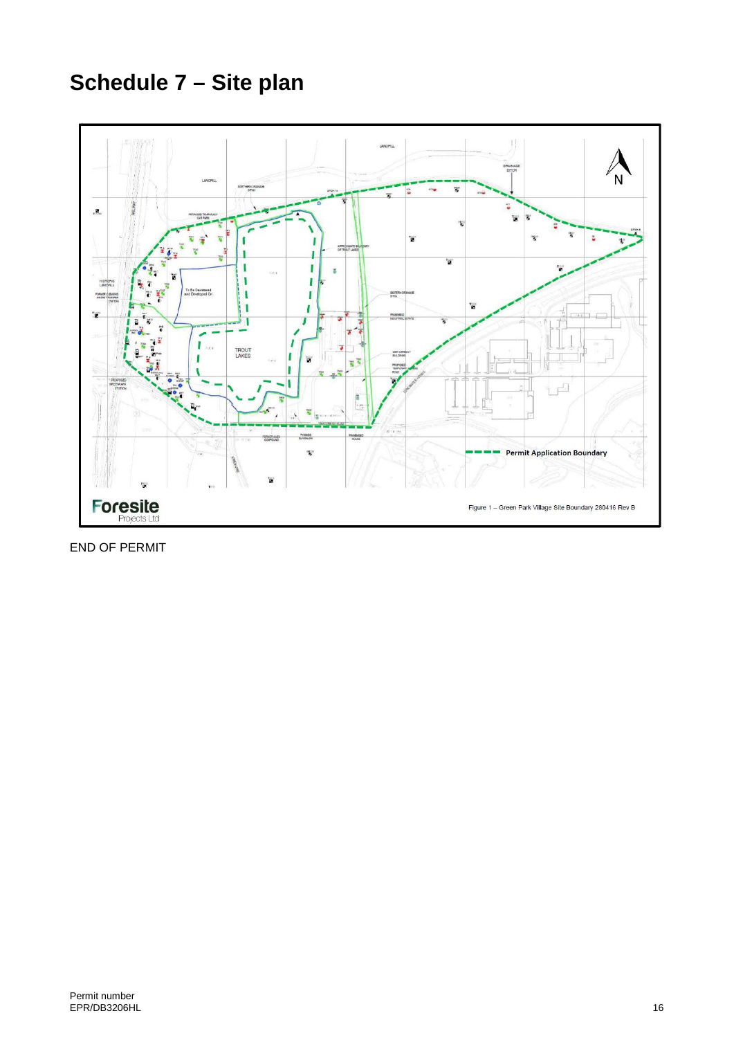# Schedule 7 – Site plan

Permit Application Boundary

Foresite
Projects Ltd

Figure 1 – Green Park Village Site Boundary 280416 Rev B

END OF PERMIT